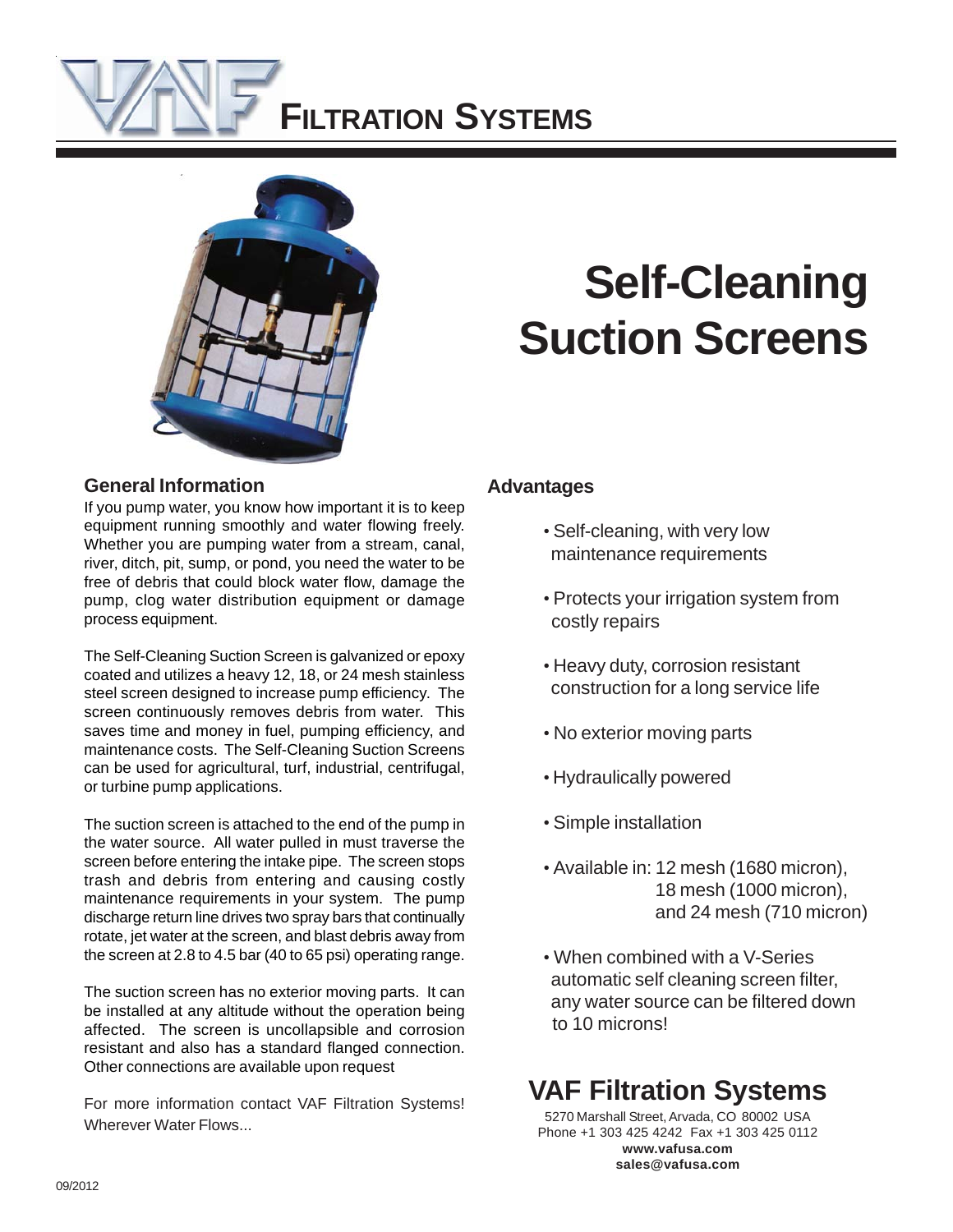# VAF Filtration Systems

# Self-Cleaning Suction Screens

## General Information

If you pump water, you know how important it is to keep equipment running smoothly and water flowing freely. Whether you are pumping water from a stream, canal, river, ditch, pit, sump, or pond, you need the water to be free of debris that could block water flow, damage the pump, clog water distribution equipment or damage process equipment.

The Self-Cleaning Suction Screen is galvanized or epoxy coated and utilizes a heavy 12, 18, or 24 mesh stainless steel screen designed to increase pump efficiency. The screen continuously removes debris from water. This saves time and money in fuel, pumping efficiency, and maintenance costs. The Self-Cleaning Suction Screens can be used for agricultural, turf, industrial, centrifugal, or turbine pump applications.

The suction screen is attached to the end of the pump in the water source. All water pulled in must traverse the screen before entering the intake pipe. The screen stops trash and debris from entering and causing costly maintenance requirements in your system. The pump discharge return line drives two spray bars that continually rotate, jet water at the screen, and blast debris away from the screen at 2.8 to 4.5 bar (40 to 65 psi) operating range.

The suction screen has no exterior moving parts. It can be installed at any altitude without the operation being affected. The screen is uncollapsible and corrosion resistant and also has a standard flanged connection. Other connections are available upon request

For more information contact VAF Filtration Systems! Wherever Water Flows...

## Advantages

- Self-cleaning, with very low maintenance requirements
- Protects your irrigation system from costly repairs
- Heavy duty, corrosion resistant construction for a long service life
- No exterior moving parts
- Hydraulically powered
- Simple installation
- Available in: 12 mesh (1680 micron), 18 mesh (1000 micron), and 24 mesh (710 micron)
- When combined with a V-Series automatic self cleaning screen filter, any water source can be filtered down to 10 microns!

## VAF Filtration Systems

5270 Marshall Street, Arvada, CO 80002 USA
Phone +1 303 425 4242 Fax +1 303 425 0112
**www.vafusa.com**
**sales@vafusa.com**

09/2012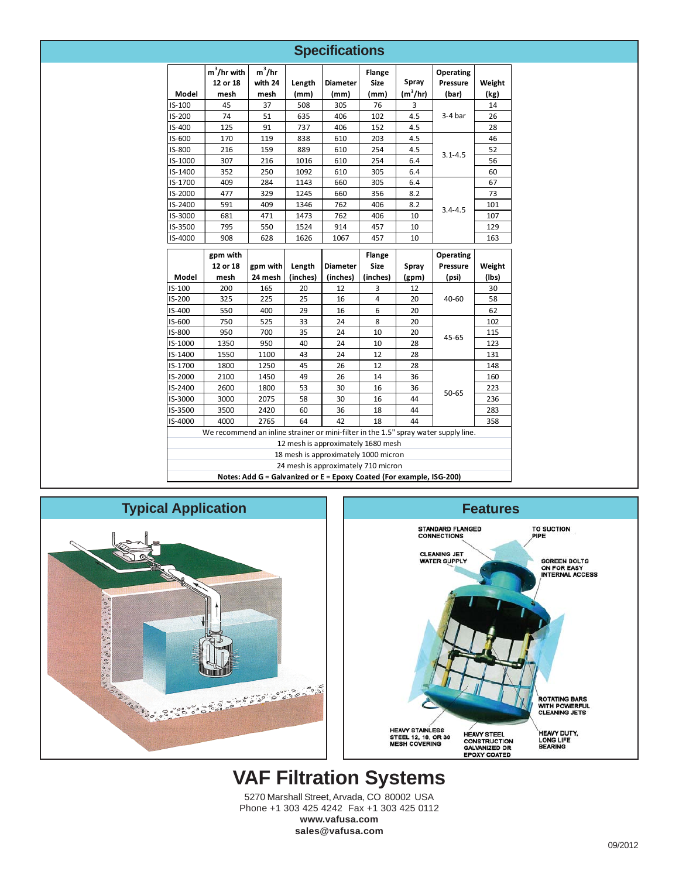## Specifications

| Model | $m^3$/hr with 12 or 18 mesh | $m^3$/hr with 24 mesh | Length (mm) | Diameter (mm) | Flange Size (mm) | Spray ($m^3$/hr) | Operating Pressure (bar) | Weight (kg) |
|---|---|---|---|---|---|---|---|---|
| IS-100 | 45 | 37 | 508 | 305 | 76 | 3 | 3-4 bar | 14 |
| IS-200 | 74 | 51 | 635 | 406 | 102 | 4.5 | | 26 |
| IS-400 | 125 | 91 | 737 | 406 | 152 | 4.5 | | 28 |
| IS-600 | 170 | 119 | 838 | 610 | 203 | 4.5 | 3.1-4.5 | 46 |
| IS-800 | 216 | 159 | 889 | 610 | 254 | 4.5 | | 52 |
| IS-1000 | 307 | 216 | 1016 | 610 | 254 | 6.4 | | 56 |
| IS-1400 | 352 | 250 | 1092 | 610 | 305 | 6.4 | | 60 |
| IS-1700 | 409 | 284 | 1143 | 660 | 305 | 6.4 | 3.4-4.5 | 67 |
| IS-2000 | 477 | 329 | 1245 | 660 | 356 | 8.2 | | 73 |
| IS-2400 | 591 | 409 | 1346 | 762 | 406 | 8.2 | | 101 |
| IS-3000 | 681 | 471 | 1473 | 762 | 406 | 10 | | 107 |
| IS-3500 | 795 | 550 | 1524 | 914 | 457 | 10 | | 129 |
| IS-4000 | 908 | 628 | 1626 | 1067 | 457 | 10 | | 163 |

| Model | gpm with 12 or 18 mesh | gpm with 24 mesh | Length (inches) | Diameter (inches) | Flange Size (inches) | Spray (gpm) | Operating Pressure (psi) | Weight (lbs) |
|---|---|---|---|---|---|---|---|---|
| IS-100 | 200 | 165 | 20 | 12 | 3 | 12 | 40-60 | 30 |
| IS-200 | 325 | 225 | 25 | 16 | 4 | 20 | | 58 |
| IS-400 | 550 | 400 | 29 | 16 | 6 | 20 | | 62 |
| IS-600 | 750 | 525 | 33 | 24 | 8 | 20 | 45-65 | 102 |
| IS-800 | 950 | 700 | 35 | 24 | 10 | 20 | | 115 |
| IS-1000 | 1350 | 950 | 40 | 24 | 10 | 28 | | 123 |
| IS-1400 | 1550 | 1100 | 43 | 24 | 12 | 28 | | 131 |
| IS-1700 | 1800 | 1250 | 45 | 26 | 12 | 28 | 50-65 | 148 |
| IS-2000 | 2100 | 1450 | 49 | 26 | 14 | 36 | | 160 |
| IS-2400 | 2600 | 1800 | 53 | 30 | 16 | 36 | | 223 |
| IS-3000 | 3000 | 2075 | 58 | 30 | 16 | 44 | | 236 |
| IS-3500 | 3500 | 2420 | 60 | 36 | 18 | 44 | | 283 |
| IS-4000 | 4000 | 2765 | 64 | 42 | 18 | 44 | | 358 |

We recommend an inline strainer or mini-filter in the 1.5" spray water supply line.

12 mesh is approximately 1680 mesh

18 mesh is approximately 1000 micron

24 mesh is approximately 710 micron

**Notes: Add G = Galvanized or E = Epoxy Coated (For example, ISG-200)**

## Typical Application

## Features

STANDARD FLANGED CONNECTIONS

TO SUCTION PIPE

CLEANING JET WATER SUPPLY

SCREEN BOLTS ON FOR EASY INTERNAL ACCESS

ROTATING BARS WITH POWERFUL CLEANING JETS

HEAVY STAINLESS STEEL 12, 18, OR 30 MESH COVERING

HEAVY STEEL CONSTRUCTION GALVANIZED OR EPOXY COATED

HEAVY DUTY, LONG LIFE BEARING

# VAF Filtration Systems

5270 Marshall Street, Arvada, CO 80002 USA
Phone +1 303 425 4242 Fax +1 303 425 0112
**www.vafusa.com**
**sales@vafusa.com**

09/2012